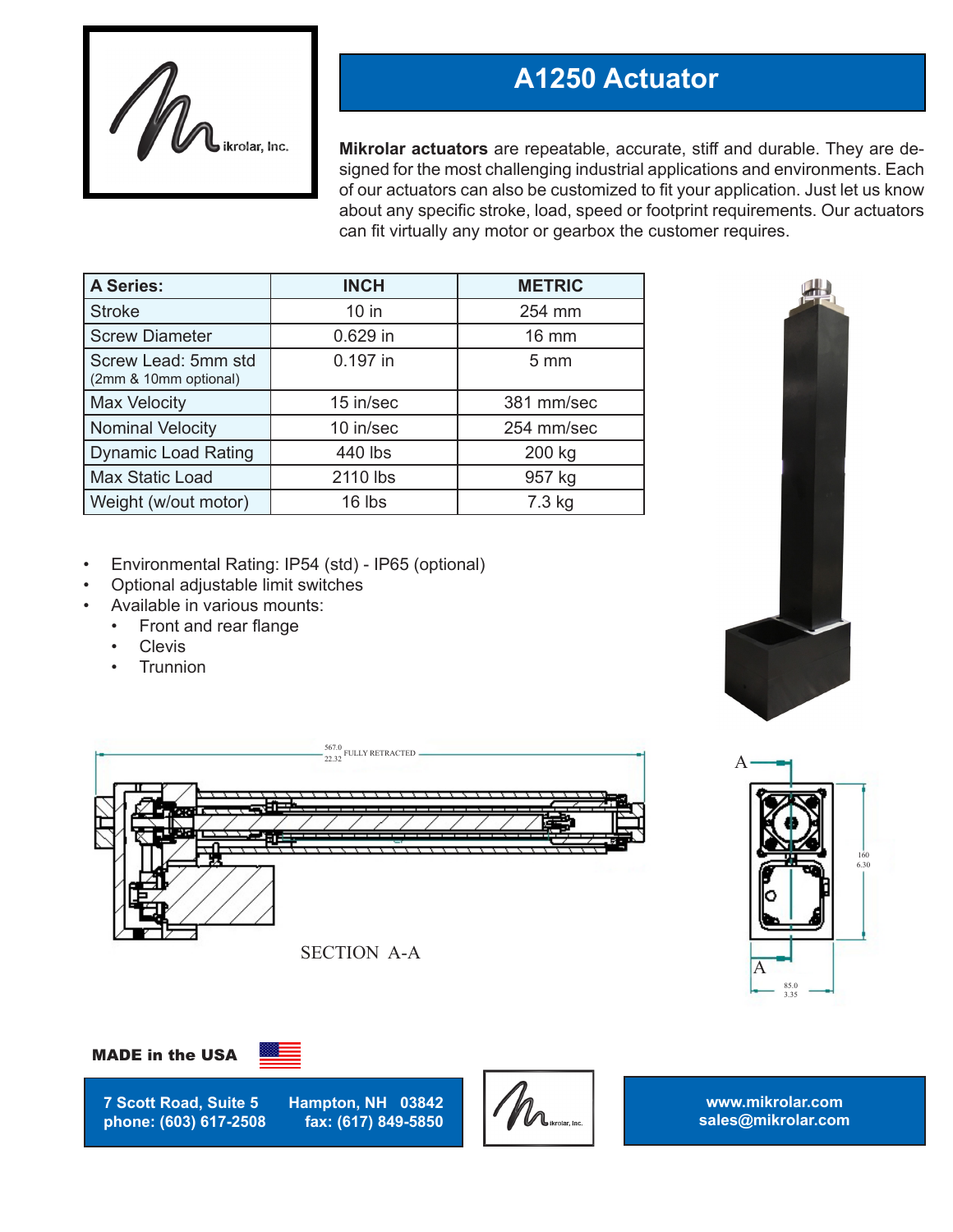Mikrolar, Inc.

# A1250 Actuator

**Mikrolar actuators** are repeatable, accurate, stiff and durable. They are designed for the most challenging industrial applications and environments. Each of our actuators can also be customized to fit your application. Just let us know about any specific stroke, load, speed or footprint requirements. Our actuators can fit virtually any motor or gearbox the customer requires.

| A Series: | INCH | METRIC |
|---|---|---|
| Stroke | 10 in | 254 mm |
| Screw Diameter | 0.629 in | 16 mm |
| Screw Lead: 5mm std (2mm & 10mm optional) | 0.197 in | 5 mm |
| Max Velocity | 15 in/sec | 381 mm/sec |
| Nominal Velocity | 10 in/sec | 254 mm/sec |
| Dynamic Load Rating | 440 lbs | 200 kg |
| Max Static Load | 2110 lbs | 957 kg |
| Weight (w/out motor) | 16 lbs | 7.3 kg |

- Environmental Rating: IP54 (std) - IP65 (optional)
- Optional adjustable limit switches
- Available in various mounts:
  - Front and rear flange
  - Clevis
  - Trunnion

567.0 / 22.32 FULLY RETRACTED

SECTION A-A

160 / 6.30

85.0 / 3.35

**MADE in the USA**

**7 Scott Road, Suite 5 Hampton, NH 03842**
**phone: (603) 617-2508 fax: (617) 849-5850**

**www.mikrolar.com**
**sales@mikrolar.com**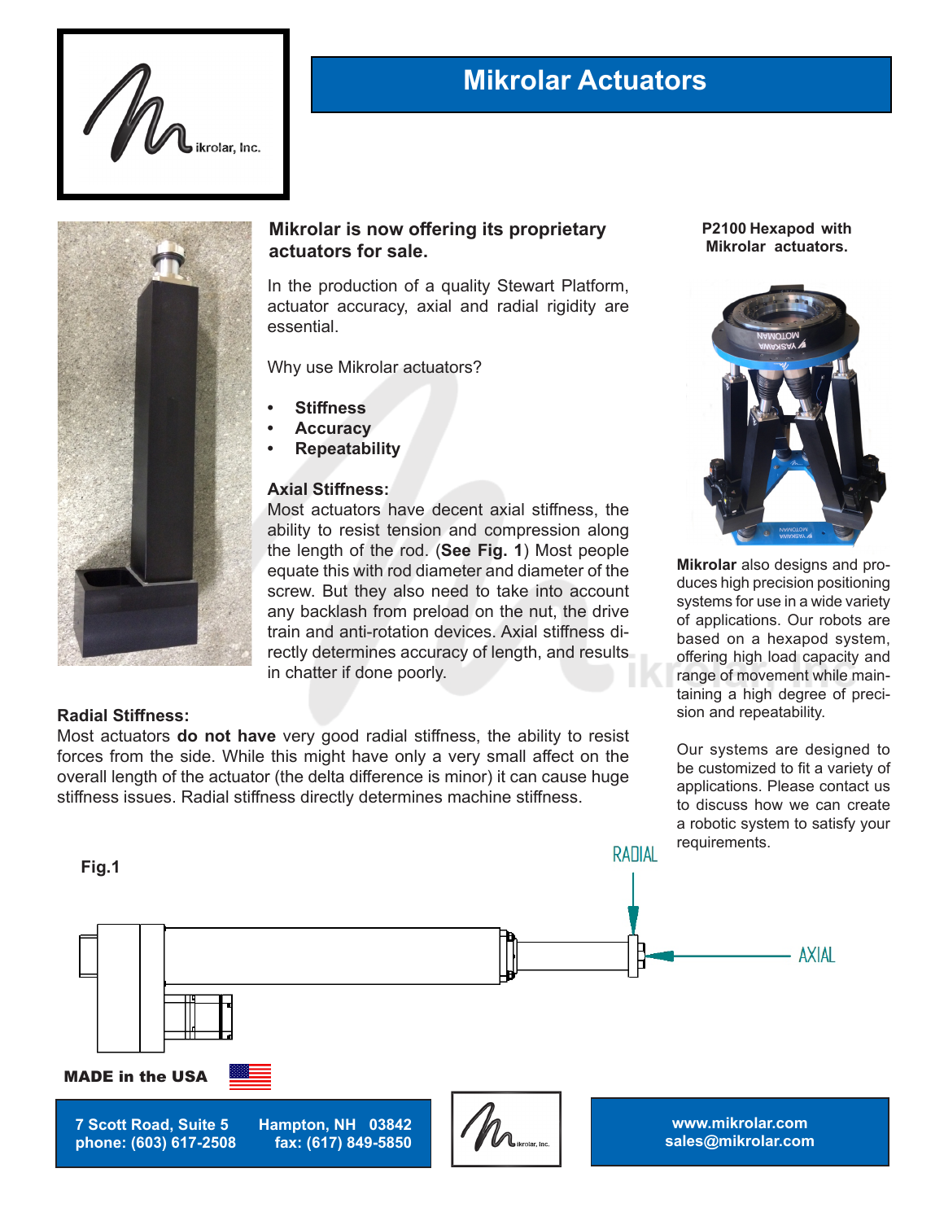# Mikrolar Actuators

**Mikrolar is now offering its proprietary actuators for sale.**

In the production of a quality Stewart Platform, actuator accuracy, axial and radial rigidity are essential.

Why use Mikrolar actuators?

- **Stiffness**
- **Accuracy**
- **Repeatability**

**Axial Stiffness:**
Most actuators have decent axial stiffness, the ability to resist tension and compression along the length of the rod. (**See Fig. 1**) Most people equate this with rod diameter and diameter of the screw. But they also need to take into account any backlash from preload on the nut, the drive train and anti-rotation devices. Axial stiffness directly determines accuracy of length, and results in chatter if done poorly.

**Radial Stiffness:**
Most actuators **do not have** very good radial stiffness, the ability to resist forces from the side. While this might have only a very small affect on the overall length of the actuator (the delta difference is minor) it can cause huge stiffness issues. Radial stiffness directly determines machine stiffness.

**P2100 Hexapod with Mikrolar actuators.**

**Mikrolar** also designs and produces high precision positioning systems for use in a wide variety of applications. Our robots are based on a hexapod system, offering high load capacity and range of movement while maintaining a high degree of precision and repeatability.

Our systems are designed to be customized to fit a variety of applications. Please contact us to discuss how we can create a robotic system to satisfy your requirements.

**Fig.1**

RADIAL

AXIAL

**MADE in the USA**

**7 Scott Road, Suite 5** **Hampton, NH 03842**
**phone: (603) 617-2508** **fax: (617) 849-5850**

**www.mikrolar.com**
**sales@mikrolar.com**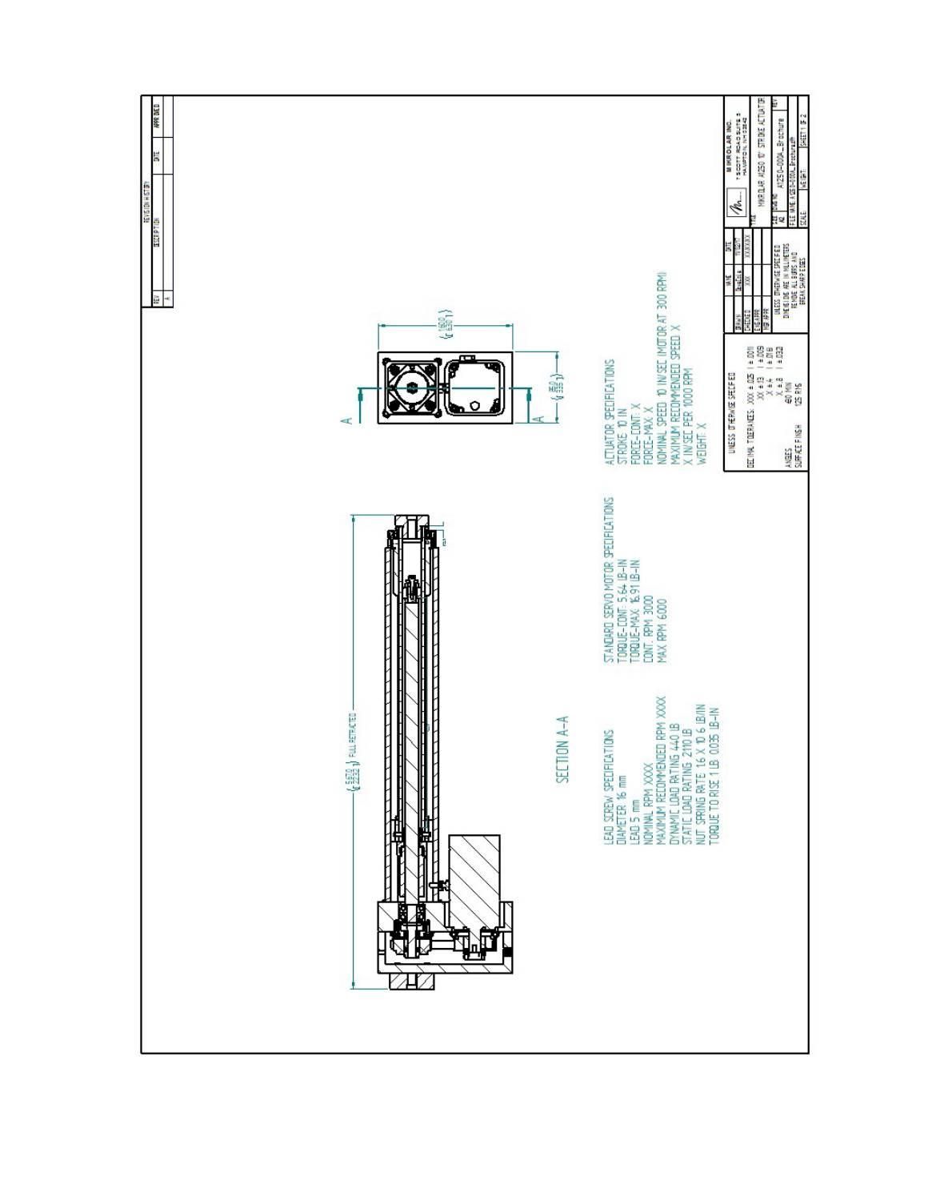SECTION A-A

(5.870 / 149.10) FULL RETRACTED

(1.600 / 40.64)

(3.950 / 100.33)

A

A

LEAD SCREW SPECIFICATIONS
DIAMETER 16 mm
LEAD 5 mm
NOMINAL RPM XXXX
MAXIMUM RECOMMENDED RPM XXXX
DYNAMIC LOAD RATING 440 LB
STATIC LOAD RATING 2110 LB
NUT SPRING RATE 16 X 10 6 LB/IN
TORQUE TO RISE 1 LB 0.035 LB-IN

STANDARD SERVO MOTOR SPECIFICATIONS
TORQUE-CONT. 5.64 LB-IN
TORQUE-MAX. 16.91 LB-IN
CONT. RPM 3000
MAX RPM 6000

ACTUATOR SPECIFICATIONS
STROKE 10 IN
FORCE-CONT. X
FORCE-MAX. X
NOMINAL SPEED 10 IN/SEC (MOTOR AT 300 RPM)
MAXIMUM RECOMMENDED SPEED X
X IN/SEC PER 1000 RPM
WEIGHT: X

| REV | DESCRIPTION | DATE | APPROVED |
|---|---|---|---|
| A | | | |

UNLESS OTHERWISE SPECIFIED

DECIMAL TOLERANCES: .XXX ± .025 | ± .001
.XX ± .13 | ± .005
.X ± .4 | ± .016
X ± .8 | ± .032

ANGLES ±0 MIN
SURFACE FINISH 125 RMS

| | NAME | DATE |
|---|---|---|
| DRAWN | | |
| CHECKED | XXX | XX/XX/XX |
| ENG APPR | | |
| MGR APPR | | |

UNLESS OTHERWISE SPECIFIED DIMENSIONS ARE IN MILLIMETERS REMOVE ALL BURRS AND BREAK SHARP EDGES

MIKROLAR INC.
7 SCOTT ROAD SUITE 3
HAMPTON, NH 03842

TITLE: MIKROLAR A250 10" STROKE ACTUATOR

SIZE A3 | DWG NO A250-000A_Brochure | REV

FILE NAME: A250-000A_Brochure.dft

SCALE: | WEIGHT: | SHEET 1 OF 2